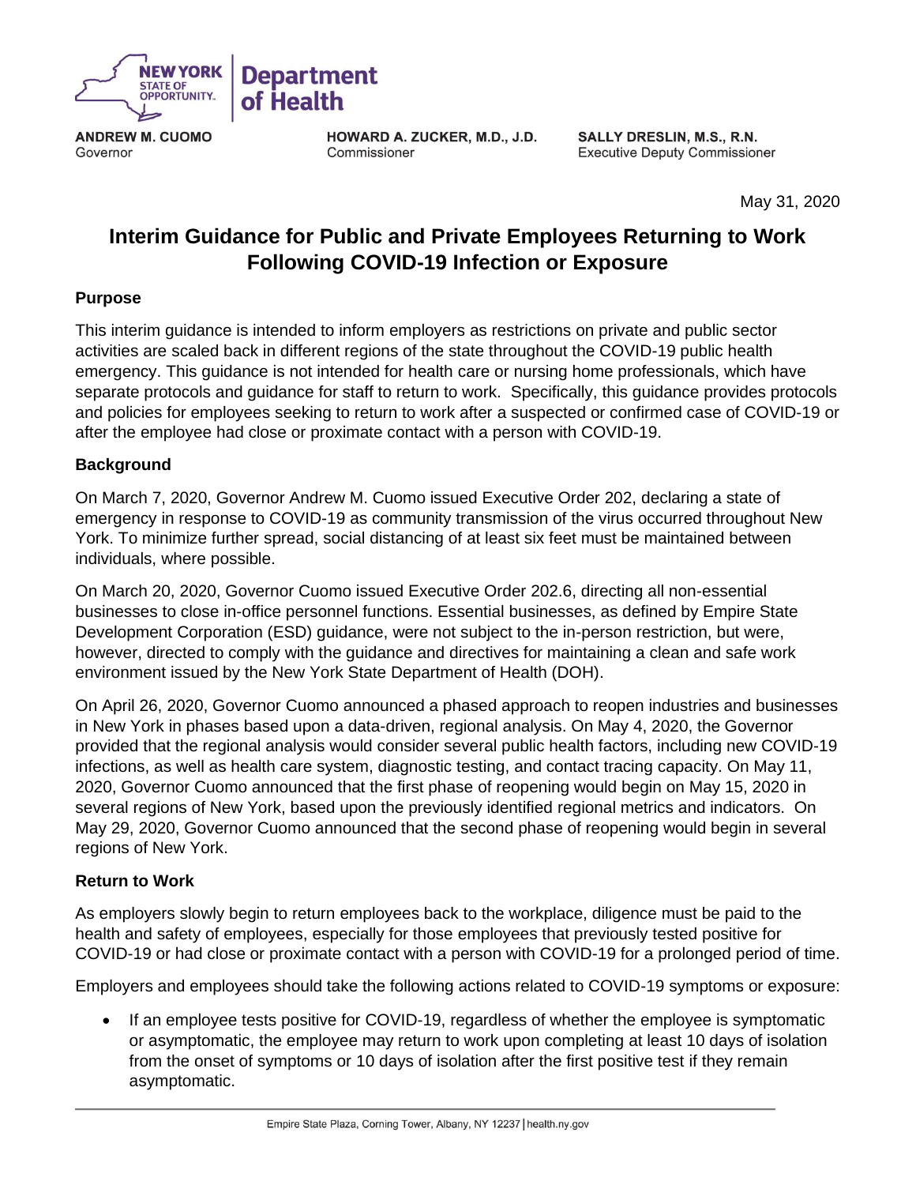NEW YORK STATE OF OPPORTUNITY. | Department of Health

**ANDREW M. CUOMO**
Governor

**HOWARD A. ZUCKER, M.D., J.D.**
Commissioner

**SALLY DRESLIN, M.S., R.N.**
Executive Deputy Commissioner

May 31, 2020

# Interim Guidance for Public and Private Employees Returning to Work Following COVID-19 Infection or Exposure

## Purpose

This interim guidance is intended to inform employers as restrictions on private and public sector activities are scaled back in different regions of the state throughout the COVID-19 public health emergency. This guidance is not intended for health care or nursing home professionals, which have separate protocols and guidance for staff to return to work. Specifically, this guidance provides protocols and policies for employees seeking to return to work after a suspected or confirmed case of COVID-19 or after the employee had close or proximate contact with a person with COVID-19.

## Background

On March 7, 2020, Governor Andrew M. Cuomo issued Executive Order 202, declaring a state of emergency in response to COVID-19 as community transmission of the virus occurred throughout New York. To minimize further spread, social distancing of at least six feet must be maintained between individuals, where possible.

On March 20, 2020, Governor Cuomo issued Executive Order 202.6, directing all non-essential businesses to close in-office personnel functions. Essential businesses, as defined by Empire State Development Corporation (ESD) guidance, were not subject to the in-person restriction, but were, however, directed to comply with the guidance and directives for maintaining a clean and safe work environment issued by the New York State Department of Health (DOH).

On April 26, 2020, Governor Cuomo announced a phased approach to reopen industries and businesses in New York in phases based upon a data-driven, regional analysis. On May 4, 2020, the Governor provided that the regional analysis would consider several public health factors, including new COVID-19 infections, as well as health care system, diagnostic testing, and contact tracing capacity. On May 11, 2020, Governor Cuomo announced that the first phase of reopening would begin on May 15, 2020 in several regions of New York, based upon the previously identified regional metrics and indicators. On May 29, 2020, Governor Cuomo announced that the second phase of reopening would begin in several regions of New York.

## Return to Work

As employers slowly begin to return employees back to the workplace, diligence must be paid to the health and safety of employees, especially for those employees that previously tested positive for COVID-19 or had close or proximate contact with a person with COVID-19 for a prolonged period of time.

Employers and employees should take the following actions related to COVID-19 symptoms or exposure:

- If an employee tests positive for COVID-19, regardless of whether the employee is symptomatic or asymptomatic, the employee may return to work upon completing at least 10 days of isolation from the onset of symptoms or 10 days of isolation after the first positive test if they remain asymptomatic.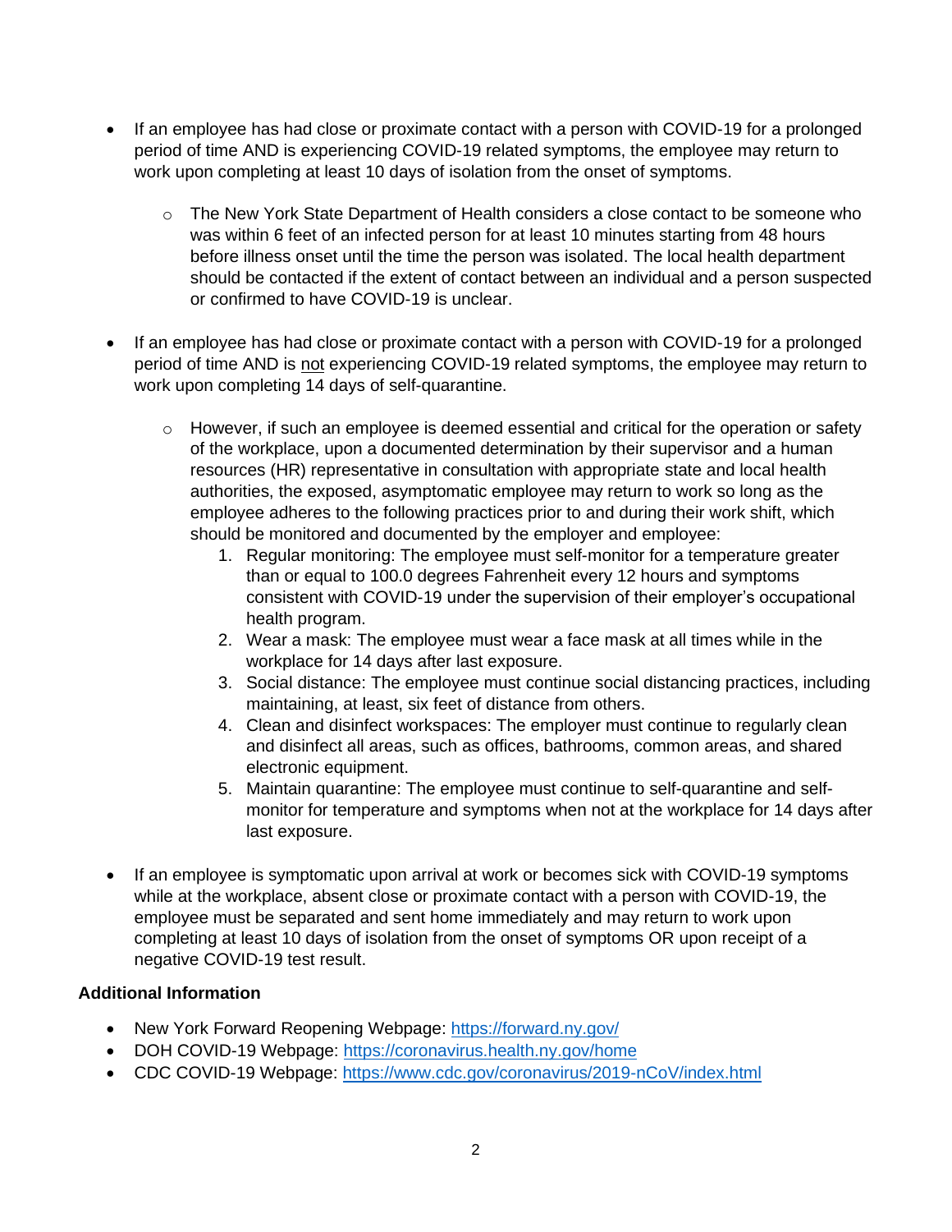- If an employee has had close or proximate contact with a person with COVID-19 for a prolonged period of time AND is experiencing COVID-19 related symptoms, the employee may return to work upon completing at least 10 days of isolation from the onset of symptoms.
  - The New York State Department of Health considers a close contact to be someone who was within 6 feet of an infected person for at least 10 minutes starting from 48 hours before illness onset until the time the person was isolated. The local health department should be contacted if the extent of contact between an individual and a person suspected or confirmed to have COVID-19 is unclear.
- If an employee has had close or proximate contact with a person with COVID-19 for a prolonged period of time AND is <u>not</u> experiencing COVID-19 related symptoms, the employee may return to work upon completing 14 days of self-quarantine.
  - However, if such an employee is deemed essential and critical for the operation or safety of the workplace, upon a documented determination by their supervisor and a human resources (HR) representative in consultation with appropriate state and local health authorities, the exposed, asymptomatic employee may return to work so long as the employee adheres to the following practices prior to and during their work shift, which should be monitored and documented by the employer and employee:
    1. Regular monitoring: The employee must self-monitor for a temperature greater than or equal to 100.0 degrees Fahrenheit every 12 hours and symptoms consistent with COVID-19 under the supervision of their employer's occupational health program.
    2. Wear a mask: The employee must wear a face mask at all times while in the workplace for 14 days after last exposure.
    3. Social distance: The employee must continue social distancing practices, including maintaining, at least, six feet of distance from others.
    4. Clean and disinfect workspaces: The employer must continue to regularly clean and disinfect all areas, such as offices, bathrooms, common areas, and shared electronic equipment.
    5. Maintain quarantine: The employee must continue to self-quarantine and self-monitor for temperature and symptoms when not at the workplace for 14 days after last exposure.
- If an employee is symptomatic upon arrival at work or becomes sick with COVID-19 symptoms while at the workplace, absent close or proximate contact with a person with COVID-19, the employee must be separated and sent home immediately and may return to work upon completing at least 10 days of isolation from the onset of symptoms OR upon receipt of a negative COVID-19 test result.

**Additional Information**

- New York Forward Reopening Webpage: https://forward.ny.gov/
- DOH COVID-19 Webpage: https://coronavirus.health.ny.gov/home
- CDC COVID-19 Webpage: https://www.cdc.gov/coronavirus/2019-nCoV/index.html